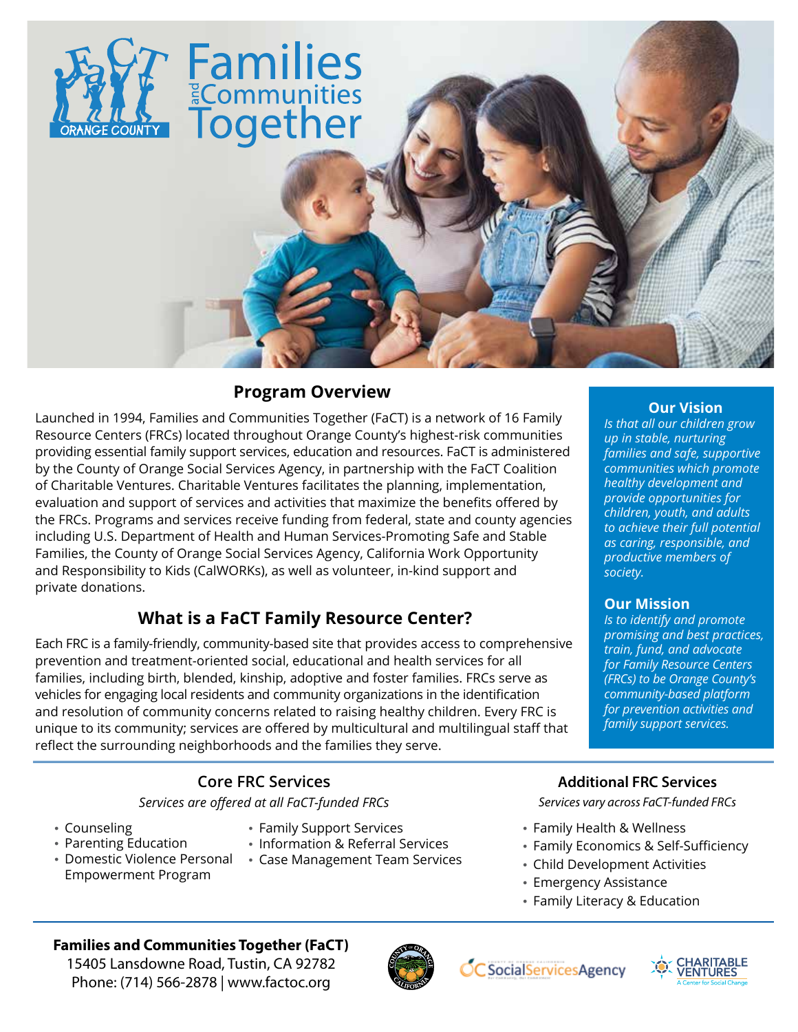# Families and Communities Together

ORANGE COUNTY

## Program Overview

Launched in 1994, Families and Communities Together (FaCT) is a network of 16 Family Resource Centers (FRCs) located throughout Orange County's highest-risk communities providing essential family support services, education and resources. FaCT is administered by the County of Orange Social Services Agency, in partnership with the FaCT Coalition of Charitable Ventures. Charitable Ventures facilitates the planning, implementation, evaluation and support of services and activities that maximize the benefits offered by the FRCs. Programs and services receive funding from federal, state and county agencies including U.S. Department of Health and Human Services-Promoting Safe and Stable Families, the County of Orange Social Services Agency, California Work Opportunity and Responsibility to Kids (CalWORKs), as well as volunteer, in-kind support and private donations.

## What is a FaCT Family Resource Center?

Each FRC is a family-friendly, community-based site that provides access to comprehensive prevention and treatment-oriented social, educational and health services for all families, including birth, blended, kinship, adoptive and foster families. FRCs serve as vehicles for engaging local residents and community organizations in the identification and resolution of community concerns related to raising healthy children. Every FRC is unique to its community; services are offered by multicultural and multilingual staff that reflect the surrounding neighborhoods and the families they serve.

### Our Vision

*Is that all our children grow up in stable, nurturing families and safe, supportive communities which promote healthy development and provide opportunities for children, youth, and adults to achieve their full potential as caring, responsible, and productive members of society.*

### Our Mission

*Is to identify and promote promising and best practices, train, fund, and advocate for Family Resource Centers (FRCs) to be Orange County's community-based platform for prevention activities and family support services.*

### Core FRC Services

*Services are offered at all FaCT-funded FRCs*

- Counseling
- Parenting Education
- Domestic Violence Personal Empowerment Program
- Family Support Services
- Information & Referral Services
- Case Management Team Services

### Additional FRC Services

*Services vary across FaCT-funded FRCs*

- Family Health & Wellness
- Family Economics & Self-Sufficiency
- Child Development Activities
- Emergency Assistance
- Family Literacy & Education

**Families and Communities Together (FaCT)**
15405 Lansdowne Road, Tustin, CA 92782
Phone: (714) 566-2878 | www.factoc.org

OC Social Services Agency

CHARITABLE VENTURES — A Center for Social Change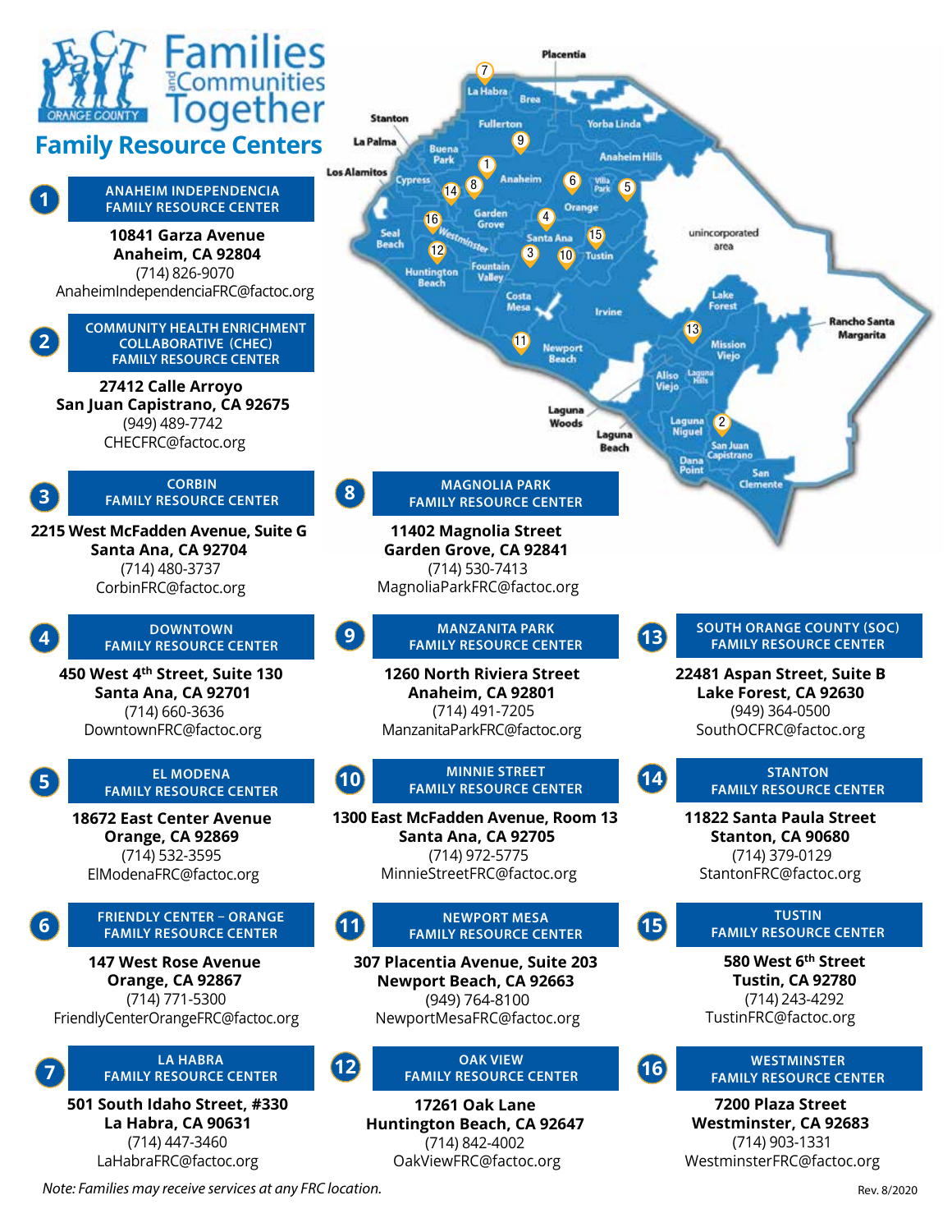# Families and Communities Together

ORANGE COUNTY

## Family Resource Centers

Placentia
La Habra
Brea
Stanton
Fullerton
Yorba Linda
La Palma
Buena Park
Anaheim Hills
Los Alamitos
Cypress
Anaheim
Villa Park
Orange
Garden Grove
Seal Beach
Westminster
Santa Ana
Tustin
unincorporated area
Huntington Beach
Fountain Valley
Costa Mesa
Irvine
Lake Forest
Rancho Santa Margarita
Newport Beach
Mission Viejo
Aliso Viejo
Laguna Hills
Laguna Woods
Laguna Beach
Laguna Niguel
Dana Point
San Juan Capistrano
San Clemente

### 1 ANAHEIM INDEPENDENCIA FAMILY RESOURCE CENTER

**10841 Garza Avenue**
**Anaheim, CA 92804**
(714) 826-9070
AnaheimIndependenciaFRC@factoc.org

### 2 COMMUNITY HEALTH ENRICHMENT COLLABORATIVE (CHEC) FAMILY RESOURCE CENTER

**27412 Calle Arroyo**
**San Juan Capistrano, CA 92675**
(949) 489-7742
CHECFRC@factoc.org

### 3 CORBIN FAMILY RESOURCE CENTER

**2215 West McFadden Avenue, Suite G**
**Santa Ana, CA 92704**
(714) 480-3737
CorbinFRC@factoc.org

### 4 DOWNTOWN FAMILY RESOURCE CENTER

**450 West 4th Street, Suite 130**
**Santa Ana, CA 92701**
(714) 660-3636
DowntownFRC@factoc.org

### 5 EL MODENA FAMILY RESOURCE CENTER

**18672 East Center Avenue**
**Orange, CA 92869**
(714) 532-3595
ElModenaFRC@factoc.org

### 6 FRIENDLY CENTER – ORANGE FAMILY RESOURCE CENTER

**147 West Rose Avenue**
**Orange, CA 92867**
(714) 771-5300
FriendlyCenterOrangeFRC@factoc.org

### 7 LA HABRA FAMILY RESOURCE CENTER

**501 South Idaho Street, #330**
**La Habra, CA 90631**
(714) 447-3460
LaHabraFRC@factoc.org

### 8 MAGNOLIA PARK FAMILY RESOURCE CENTER

**11402 Magnolia Street**
**Garden Grove, CA 92841**
(714) 530-7413
MagnoliaParkFRC@factoc.org

### 9 MANZANITA PARK FAMILY RESOURCE CENTER

**1260 North Riviera Street**
**Anaheim, CA 92801**
(714) 491-7205
ManzanitaParkFRC@factoc.org

### 10 MINNIE STREET FAMILY RESOURCE CENTER

**1300 East McFadden Avenue, Room 13**
**Santa Ana, CA 92705**
(714) 972-5775
MinnieStreetFRC@factoc.org

### 11 NEWPORT MESA FAMILY RESOURCE CENTER

**307 Placentia Avenue, Suite 203**
**Newport Beach, CA 92663**
(949) 764-8100
NewportMesaFRC@factoc.org

### 12 OAK VIEW FAMILY RESOURCE CENTER

**17261 Oak Lane**
**Huntington Beach, CA 92647**
(714) 842-4002
OakViewFRC@factoc.org

### 13 SOUTH ORANGE COUNTY (SOC) FAMILY RESOURCE CENTER

**22481 Aspan Street, Suite B**
**Lake Forest, CA 92630**
(949) 364-0500
SouthOCFRC@factoc.org

### 14 STANTON FAMILY RESOURCE CENTER

**11822 Santa Paula Street**
**Stanton, CA 90680**
(714) 379-0129
StantonFRC@factoc.org

### 15 TUSTIN FAMILY RESOURCE CENTER

**580 West 6th Street**
**Tustin, CA 92780**
(714) 243-4292
TustinFRC@factoc.org

### 16 WESTMINSTER FAMILY RESOURCE CENTER

**7200 Plaza Street**
**Westminster, CA 92683**
(714) 903-1331
WestminsterFRC@factoc.org

*Note: Families may receive services at any FRC location.*

Rev. 8/2020